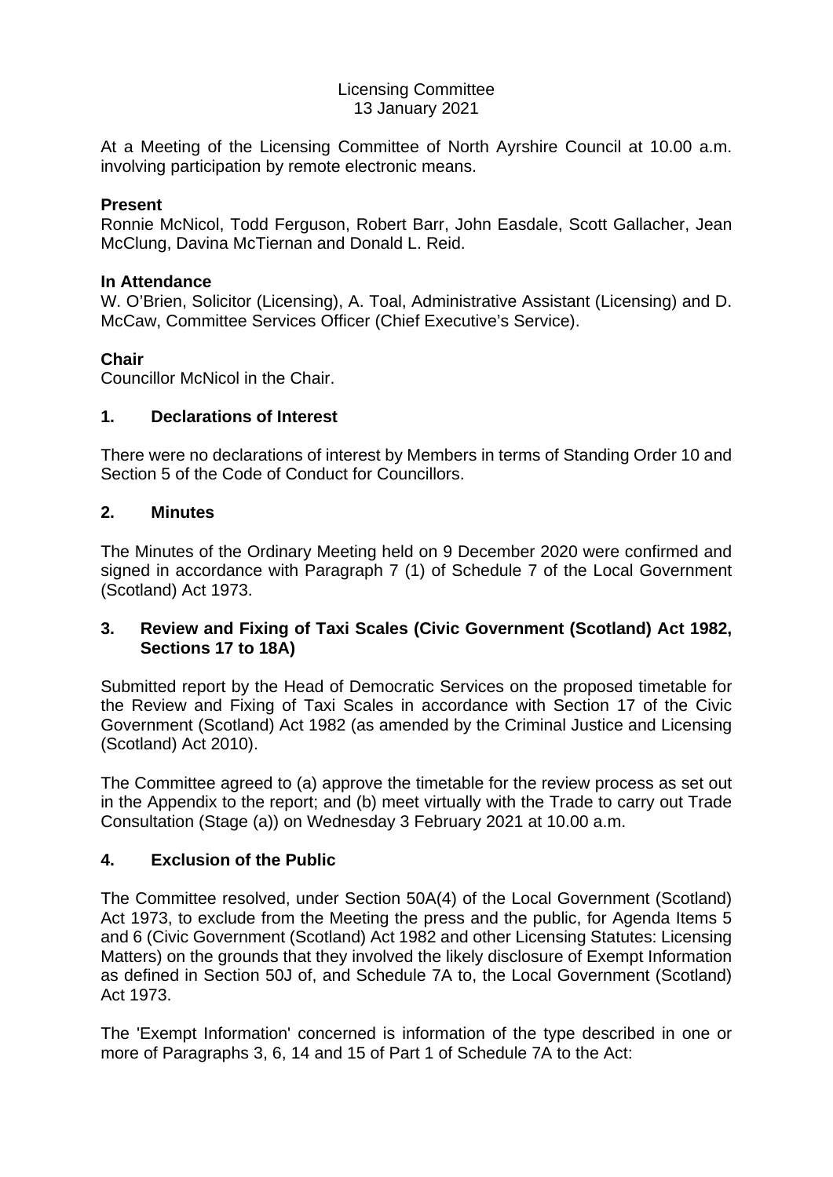Licensing Committee
13 January 2021

At a Meeting of the Licensing Committee of North Ayrshire Council at 10.00 a.m. involving participation by remote electronic means.

**Present**
Ronnie McNicol, Todd Ferguson, Robert Barr, John Easdale, Scott Gallacher, Jean McClung, Davina McTiernan and Donald L. Reid.

**In Attendance**
W. O'Brien, Solicitor (Licensing), A. Toal, Administrative Assistant (Licensing) and D. McCaw, Committee Services Officer (Chief Executive's Service).

**Chair**
Councillor McNicol in the Chair.

## 1. Declarations of Interest

There were no declarations of interest by Members in terms of Standing Order 10 and Section 5 of the Code of Conduct for Councillors.

## 2. Minutes

The Minutes of the Ordinary Meeting held on 9 December 2020 were confirmed and signed in accordance with Paragraph 7 (1) of Schedule 7 of the Local Government (Scotland) Act 1973.

## 3. Review and Fixing of Taxi Scales (Civic Government (Scotland) Act 1982, Sections 17 to 18A)

Submitted report by the Head of Democratic Services on the proposed timetable for the Review and Fixing of Taxi Scales in accordance with Section 17 of the Civic Government (Scotland) Act 1982 (as amended by the Criminal Justice and Licensing (Scotland) Act 2010).

The Committee agreed to (a) approve the timetable for the review process as set out in the Appendix to the report; and (b) meet virtually with the Trade to carry out Trade Consultation (Stage (a)) on Wednesday 3 February 2021 at 10.00 a.m.

## 4. Exclusion of the Public

The Committee resolved, under Section 50A(4) of the Local Government (Scotland) Act 1973, to exclude from the Meeting the press and the public, for Agenda Items 5 and 6 (Civic Government (Scotland) Act 1982 and other Licensing Statutes: Licensing Matters) on the grounds that they involved the likely disclosure of Exempt Information as defined in Section 50J of, and Schedule 7A to, the Local Government (Scotland) Act 1973.

The 'Exempt Information' concerned is information of the type described in one or more of Paragraphs 3, 6, 14 and 15 of Part 1 of Schedule 7A to the Act: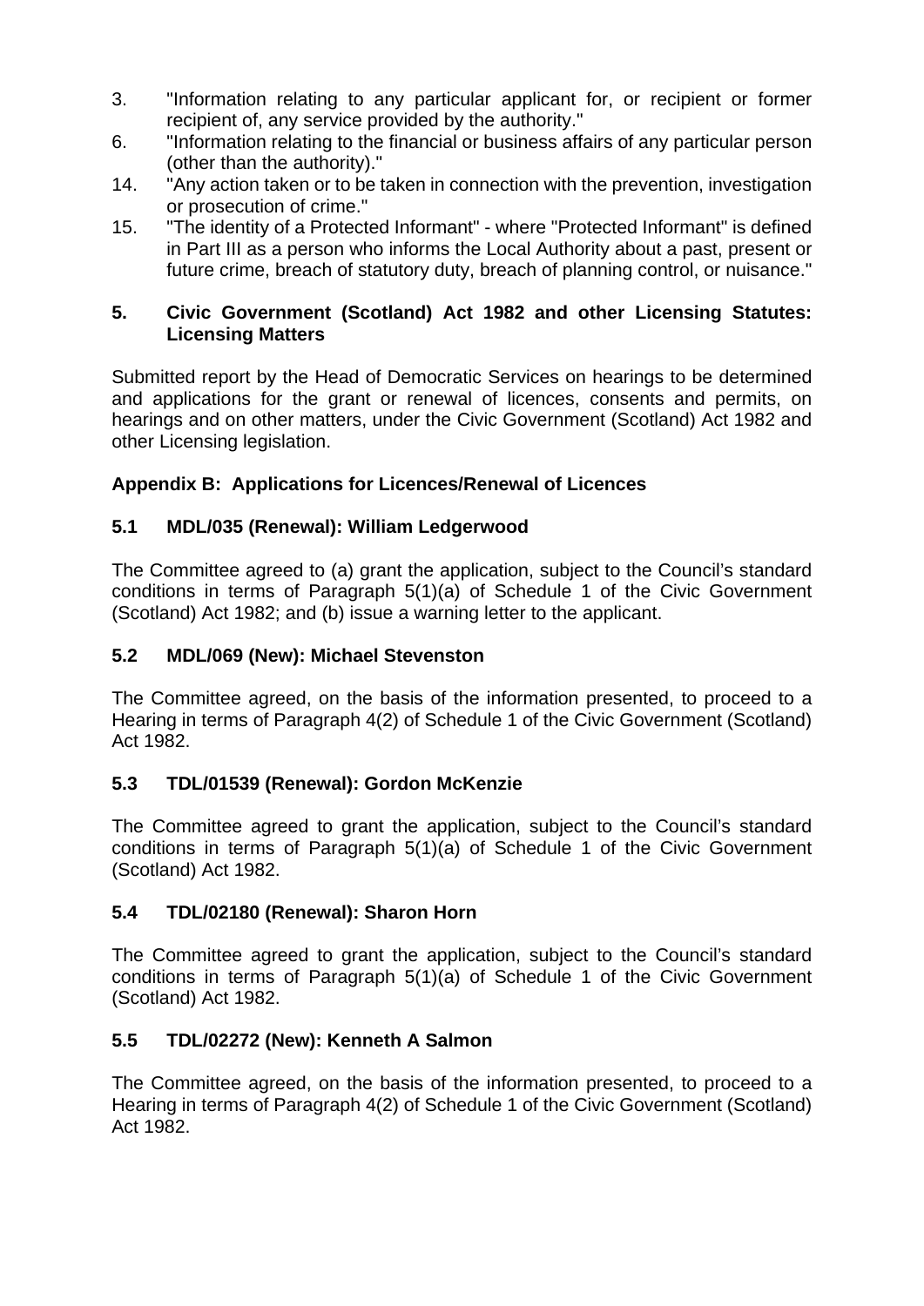3. "Information relating to any particular applicant for, or recipient or former recipient of, any service provided by the authority."
6. "Information relating to the financial or business affairs of any particular person (other than the authority)."
14. "Any action taken or to be taken in connection with the prevention, investigation or prosecution of crime."
15. "The identity of a Protected Informant" - where "Protected Informant" is defined in Part III as a person who informs the Local Authority about a past, present or future crime, breach of statutory duty, breach of planning control, or nuisance."

**5. Civic Government (Scotland) Act 1982 and other Licensing Statutes: Licensing Matters**

Submitted report by the Head of Democratic Services on hearings to be determined and applications for the grant or renewal of licences, consents and permits, on hearings and on other matters, under the Civic Government (Scotland) Act 1982 and other Licensing legislation.

**Appendix B: Applications for Licences/Renewal of Licences**

**5.1 MDL/035 (Renewal): William Ledgerwood**

The Committee agreed to (a) grant the application, subject to the Council's standard conditions in terms of Paragraph 5(1)(a) of Schedule 1 of the Civic Government (Scotland) Act 1982; and (b) issue a warning letter to the applicant.

**5.2 MDL/069 (New): Michael Stevenston**

The Committee agreed, on the basis of the information presented, to proceed to a Hearing in terms of Paragraph 4(2) of Schedule 1 of the Civic Government (Scotland) Act 1982.

**5.3 TDL/01539 (Renewal): Gordon McKenzie**

The Committee agreed to grant the application, subject to the Council's standard conditions in terms of Paragraph 5(1)(a) of Schedule 1 of the Civic Government (Scotland) Act 1982.

**5.4 TDL/02180 (Renewal): Sharon Horn**

The Committee agreed to grant the application, subject to the Council's standard conditions in terms of Paragraph 5(1)(a) of Schedule 1 of the Civic Government (Scotland) Act 1982.

**5.5 TDL/02272 (New): Kenneth A Salmon**

The Committee agreed, on the basis of the information presented, to proceed to a Hearing in terms of Paragraph 4(2) of Schedule 1 of the Civic Government (Scotland) Act 1982.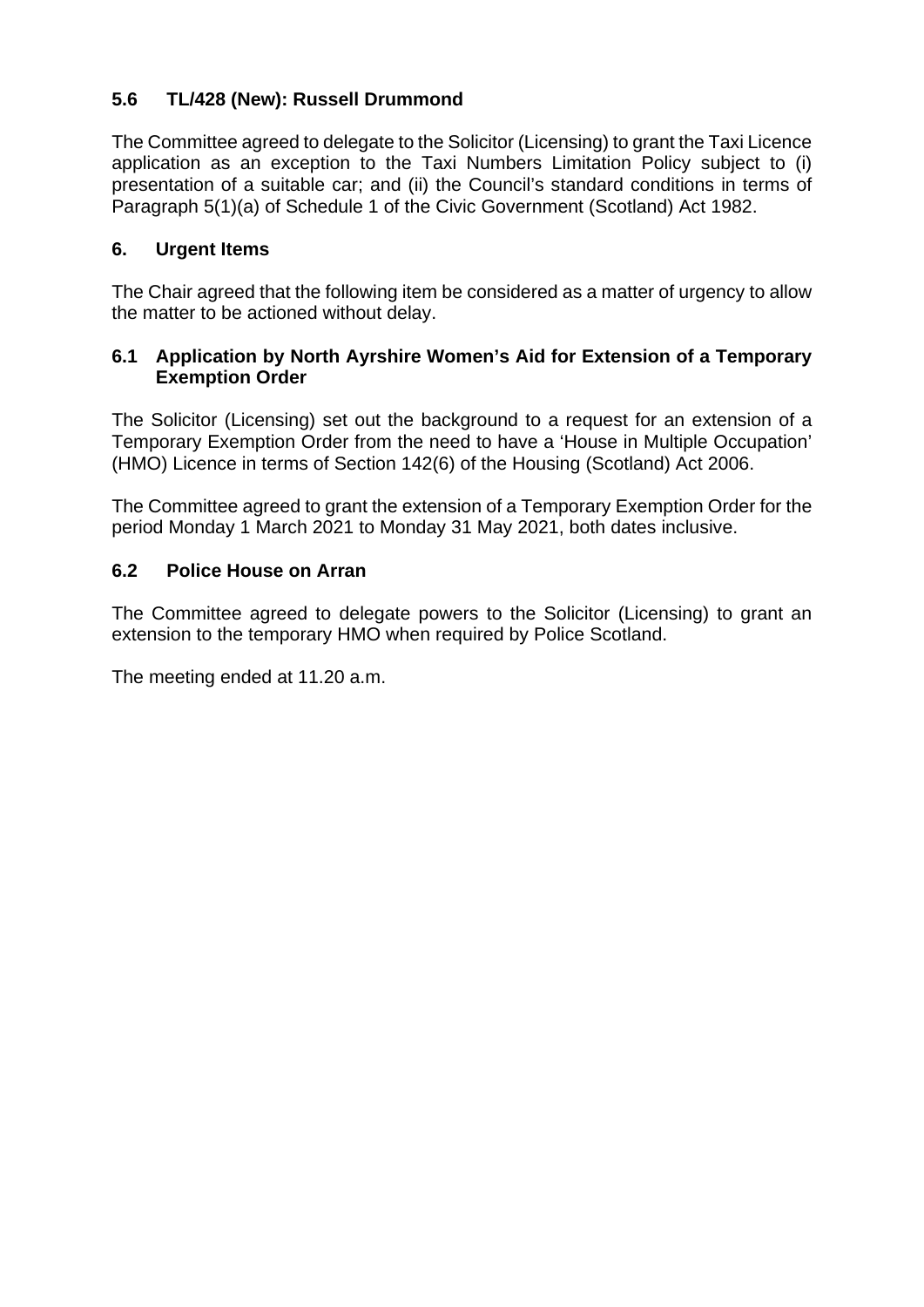### 5.6 TL/428 (New): Russell Drummond

The Committee agreed to delegate to the Solicitor (Licensing) to grant the Taxi Licence application as an exception to the Taxi Numbers Limitation Policy subject to (i) presentation of a suitable car; and (ii) the Council's standard conditions in terms of Paragraph 5(1)(a) of Schedule 1 of the Civic Government (Scotland) Act 1982.

## 6. Urgent Items

The Chair agreed that the following item be considered as a matter of urgency to allow the matter to be actioned without delay.

### 6.1 Application by North Ayrshire Women's Aid for Extension of a Temporary Exemption Order

The Solicitor (Licensing) set out the background to a request for an extension of a Temporary Exemption Order from the need to have a 'House in Multiple Occupation' (HMO) Licence in terms of Section 142(6) of the Housing (Scotland) Act 2006.

The Committee agreed to grant the extension of a Temporary Exemption Order for the period Monday 1 March 2021 to Monday 31 May 2021, both dates inclusive.

### 6.2 Police House on Arran

The Committee agreed to delegate powers to the Solicitor (Licensing) to grant an extension to the temporary HMO when required by Police Scotland.

The meeting ended at 11.20 a.m.